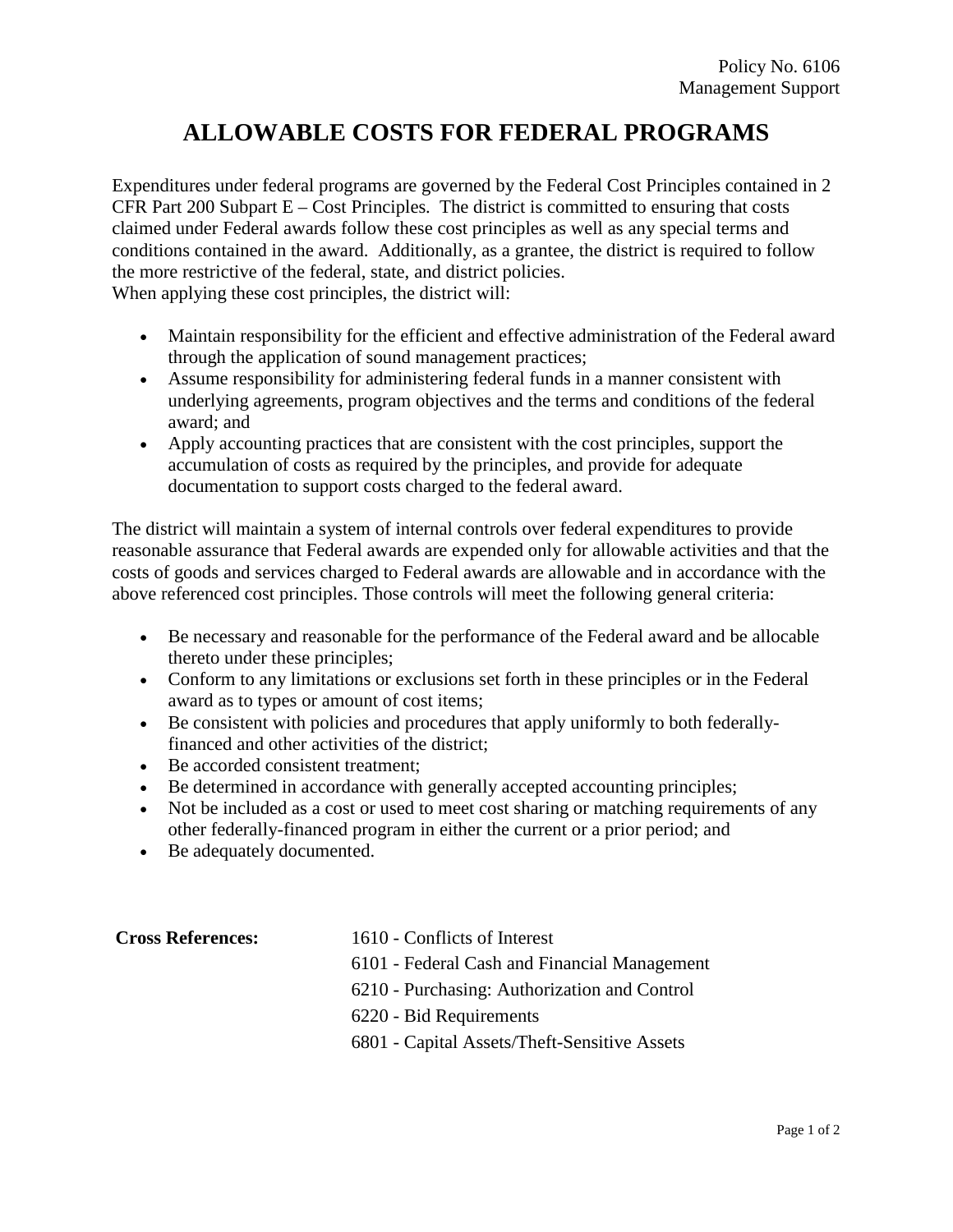Policy No. 6106
Management Support

# ALLOWABLE COSTS FOR FEDERAL PROGRAMS

Expenditures under federal programs are governed by the Federal Cost Principles contained in 2 CFR Part 200 Subpart E – Cost Principles. The district is committed to ensuring that costs claimed under Federal awards follow these cost principles as well as any special terms and conditions contained in the award. Additionally, as a grantee, the district is required to follow the more restrictive of the federal, state, and district policies.
When applying these cost principles, the district will:

- Maintain responsibility for the efficient and effective administration of the Federal award through the application of sound management practices;
- Assume responsibility for administering federal funds in a manner consistent with underlying agreements, program objectives and the terms and conditions of the federal award; and
- Apply accounting practices that are consistent with the cost principles, support the accumulation of costs as required by the principles, and provide for adequate documentation to support costs charged to the federal award.

The district will maintain a system of internal controls over federal expenditures to provide reasonable assurance that Federal awards are expended only for allowable activities and that the costs of goods and services charged to Federal awards are allowable and in accordance with the above referenced cost principles. Those controls will meet the following general criteria:

- Be necessary and reasonable for the performance of the Federal award and be allocable thereto under these principles;
- Conform to any limitations or exclusions set forth in these principles or in the Federal award as to types or amount of cost items;
- Be consistent with policies and procedures that apply uniformly to both federally-financed and other activities of the district;
- Be accorded consistent treatment;
- Be determined in accordance with generally accepted accounting principles;
- Not be included as a cost or used to meet cost sharing or matching requirements of any other federally-financed program in either the current or a prior period; and
- Be adequately documented.

**Cross References:**

1610 - Conflicts of Interest
6101 - Federal Cash and Financial Management
6210 - Purchasing: Authorization and Control
6220 - Bid Requirements
6801 - Capital Assets/Theft-Sensitive Assets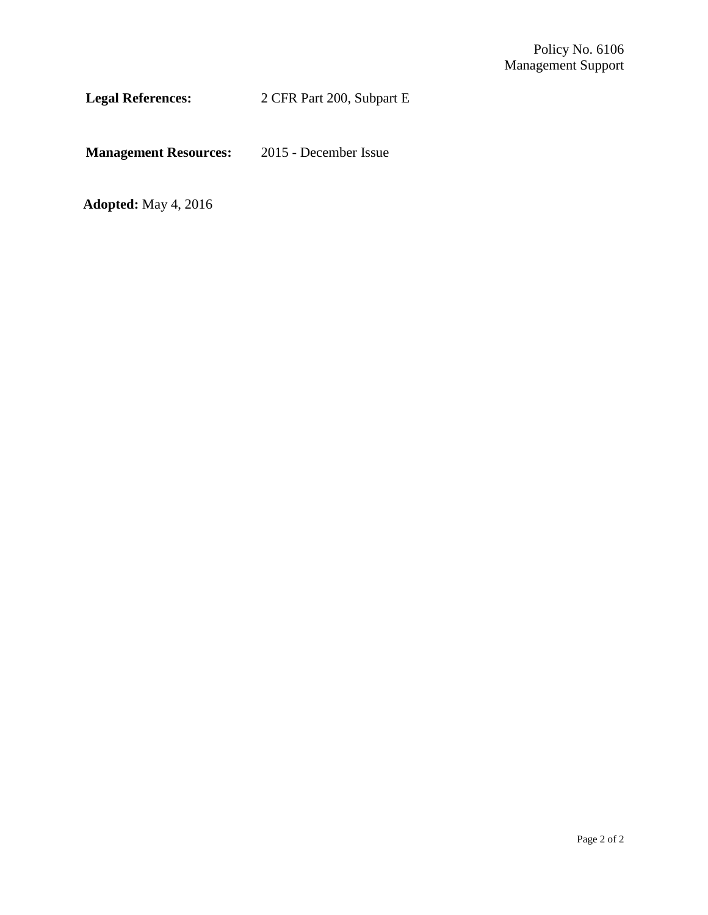**Legal References:** 2 CFR Part 200, Subpart E

**Management Resources:** 2015 - December Issue

**Adopted:** May 4, 2016